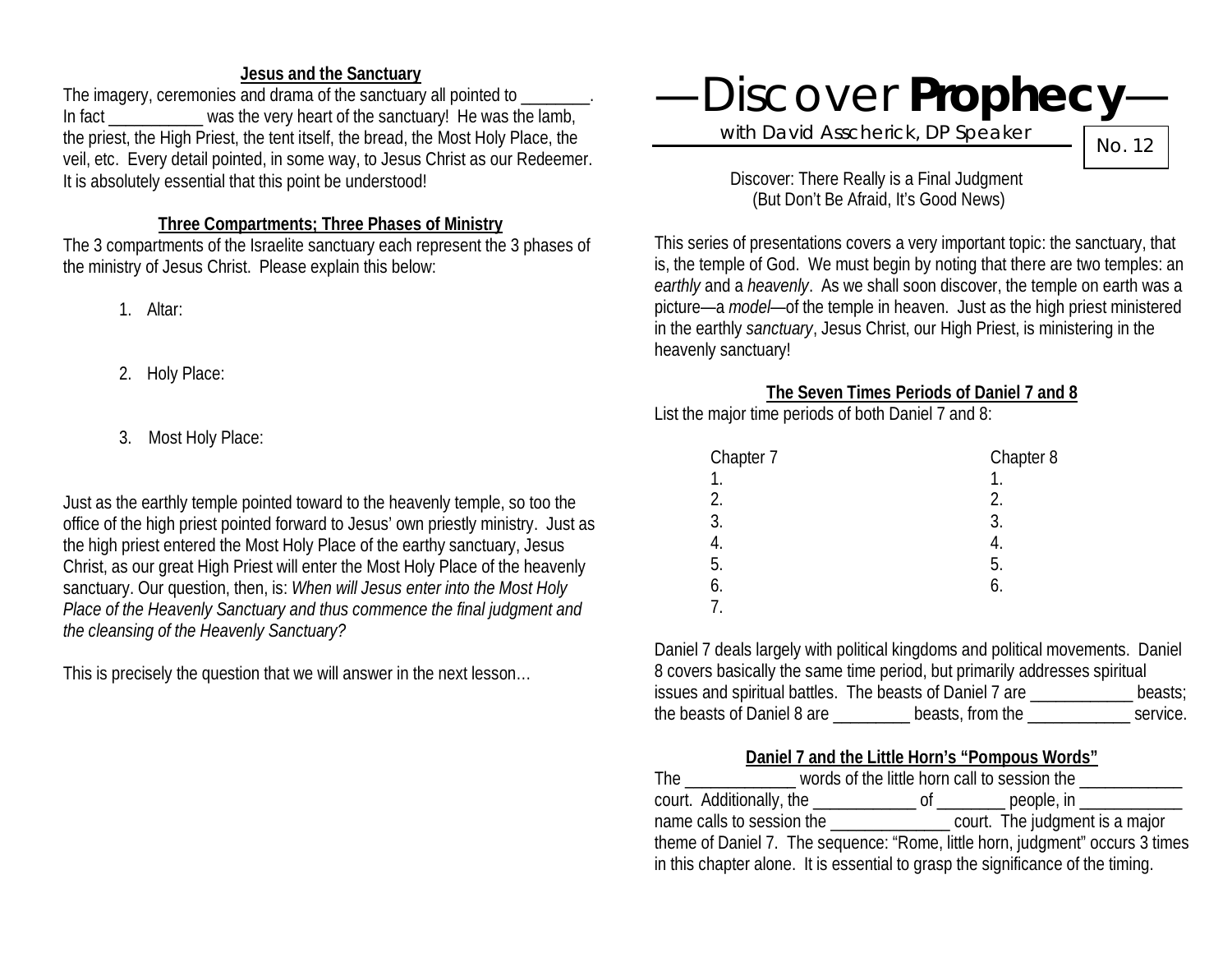# —Discover **Prophecy**—

with David Asscherick, DP Speaker

No. 12

Discover: There Really is a Final Judgment
(But Don't Be Afraid, It's Good News)

This series of presentations covers a very important topic: the sanctuary, that is, the temple of God. We must begin by noting that there are two temples: an *earthly* and a *heavenly*. As we shall soon discover, the temple on earth was a picture—a *model*—of the temple in heaven. Just as the high priest ministered in the earthly *sanctuary*, Jesus Christ, our High Priest, is ministering in the heavenly sanctuary!

**The Seven Times Periods of Daniel 7 and 8**

List the major time periods of both Daniel 7 and 8:

| Chapter 7 | Chapter 8 |
|---|---|
| 1. | 1. |
| 2. | 2. |
| 3. | 3. |
| 4. | 4. |
| 5. | 5. |
| 6. | 6. |
| 7. | |

Daniel 7 deals largely with political kingdoms and political movements. Daniel 8 covers basically the same time period, but primarily addresses spiritual issues and spiritual battles. The beasts of Daniel 7 are ____________ beasts; the beasts of Daniel 8 are _________ beasts, from the ____________ service.

**Daniel 7 and the Little Horn's "Pompous Words"**

The _____________ words of the little horn call to session the ____________ court. Additionally, the ____________ of ________ people, in ____________ name calls to session the ______________ court. The judgment is a major theme of Daniel 7. The sequence: "Rome, little horn, judgment" occurs 3 times in this chapter alone. It is essential to grasp the significance of the timing.

**Jesus and the Sanctuary**

The imagery, ceremonies and drama of the sanctuary all pointed to ________. In fact ___________ was the very heart of the sanctuary! He was the lamb, the priest, the High Priest, the tent itself, the bread, the Most Holy Place, the veil, etc. Every detail pointed, in some way, to Jesus Christ as our Redeemer. It is absolutely essential that this point be understood!

**Three Compartments; Three Phases of Ministry**

The 3 compartments of the Israelite sanctuary each represent the 3 phases of the ministry of Jesus Christ. Please explain this below:

1. Altar:

2. Holy Place:

3. Most Holy Place:

Just as the earthly temple pointed toward to the heavenly temple, so too the office of the high priest pointed forward to Jesus' own priestly ministry. Just as the high priest entered the Most Holy Place of the earthy sanctuary, Jesus Christ, as our great High Priest will enter the Most Holy Place of the heavenly sanctuary. Our question, then, is: *When will Jesus enter into the Most Holy Place of the Heavenly Sanctuary and thus commence the final judgment and the cleansing of the Heavenly Sanctuary?*

This is precisely the question that we will answer in the next lesson…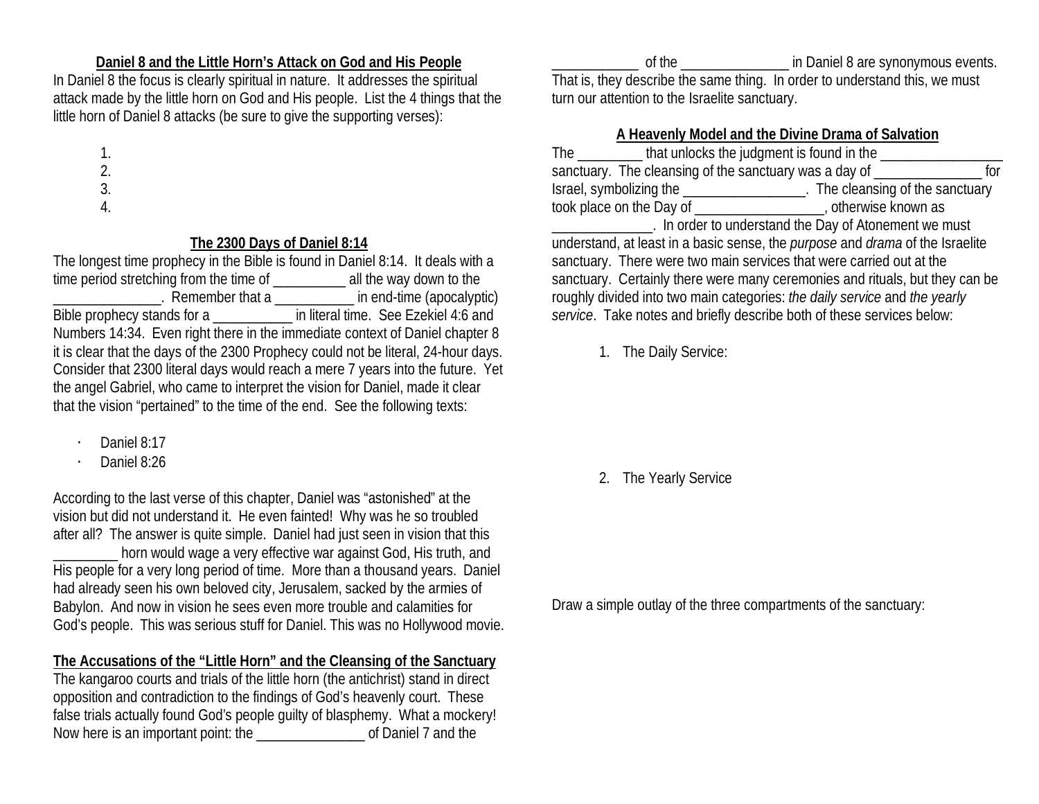**Daniel 8 and the Little Horn's Attack on God and His People**

In Daniel 8 the focus is clearly spiritual in nature. It addresses the spiritual attack made by the little horn on God and His people. List the 4 things that the little horn of Daniel 8 attacks (be sure to give the supporting verses):

1.
2.
3.
4.

**The 2300 Days of Daniel 8:14**

The longest time prophecy in the Bible is found in Daniel 8:14. It deals with a time period stretching from the time of __________ all the way down to the _______________. Remember that a ___________ in end-time (apocalyptic) Bible prophecy stands for a ___________ in literal time. See Ezekiel 4:6 and Numbers 14:34. Even right there in the immediate context of Daniel chapter 8 it is clear that the days of the 2300 Prophecy could not be literal, 24-hour days. Consider that 2300 literal days would reach a mere 7 years into the future. Yet the angel Gabriel, who came to interpret the vision for Daniel, made it clear that the vision "pertained" to the time of the end. See the following texts:

- Daniel 8:17
- Daniel 8:26

According to the last verse of this chapter, Daniel was "astonished" at the vision but did not understand it. He even fainted! Why was he so troubled after all? The answer is quite simple. Daniel had just seen in vision that this _________ horn would wage a very effective war against God, His truth, and His people for a very long period of time. More than a thousand years. Daniel had already seen his own beloved city, Jerusalem, sacked by the armies of Babylon. And now in vision he sees even more trouble and calamities for God's people. This was serious stuff for Daniel. This was no Hollywood movie.

**The Accusations of the "Little Horn" and the Cleansing of the Sanctuary**

The kangaroo courts and trials of the little horn (the antichrist) stand in direct opposition and contradiction to the findings of God's heavenly court. These false trials actually found God's people guilty of blasphemy. What a mockery! Now here is an important point: the _______________ of Daniel 7 and the ____________ of the _______________ in Daniel 8 are synonymous events. That is, they describe the same thing. In order to understand this, we must turn our attention to the Israelite sanctuary.

**A Heavenly Model and the Divine Drama of Salvation**

The _________ that unlocks the judgment is found in the _________________ sanctuary. The cleansing of the sanctuary was a day of _______________ for Israel, symbolizing the _________________. The cleansing of the sanctuary took place on the Day of __________________, otherwise known as ______________. In order to understand the Day of Atonement we must understand, at least in a basic sense, the *purpose* and *drama* of the Israelite sanctuary. There were two main services that were carried out at the sanctuary. Certainly there were many ceremonies and rituals, but they can be roughly divided into two main categories: *the daily service* and *the yearly service*. Take notes and briefly describe both of these services below:

1. The Daily Service:

2. The Yearly Service

Draw a simple outlay of the three compartments of the sanctuary: